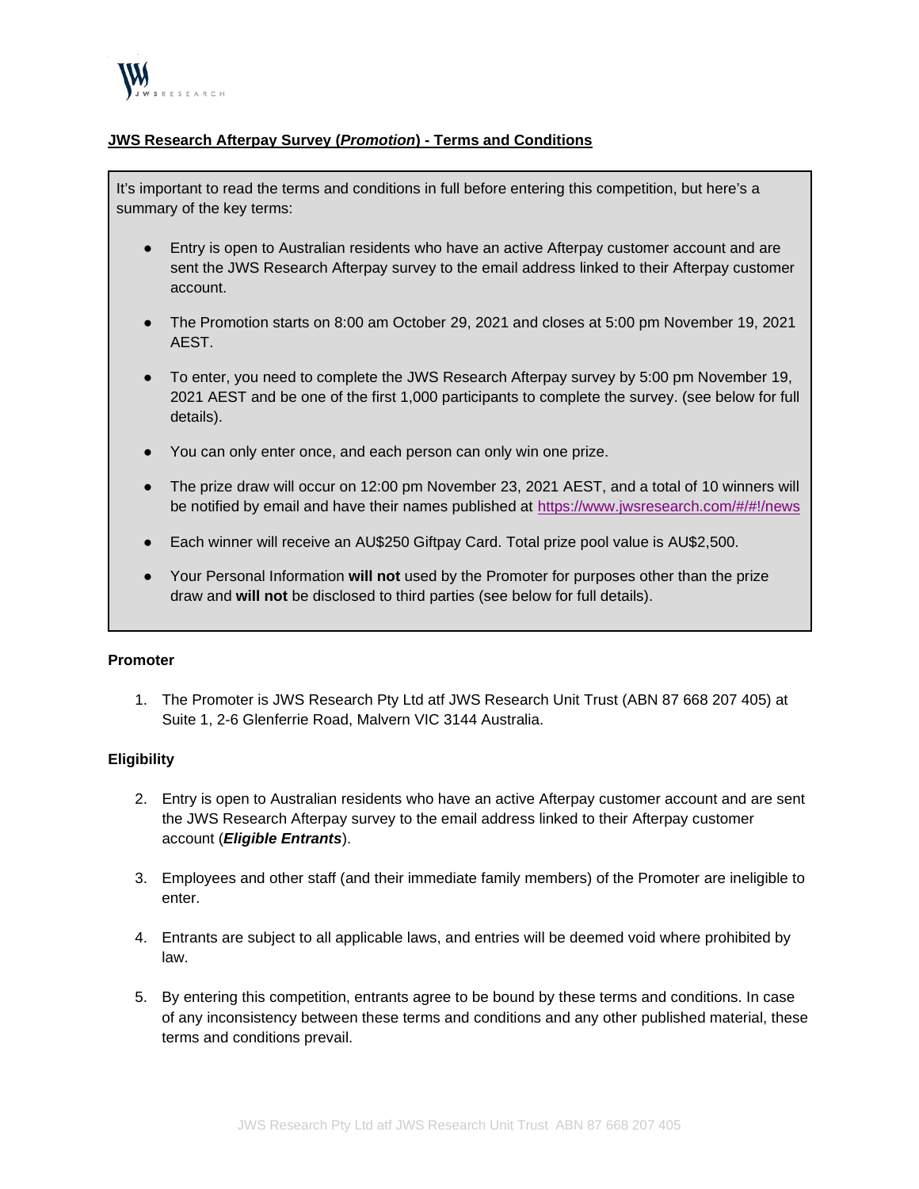# JWS Research Afterpay Survey (*Promotion*) - Terms and Conditions

It's important to read the terms and conditions in full before entering this competition, but here's a summary of the key terms:

- Entry is open to Australian residents who have an active Afterpay customer account and are sent the JWS Research Afterpay survey to the email address linked to their Afterpay customer account.
- The Promotion starts on 8:00 am October 29, 2021 and closes at 5:00 pm November 19, 2021 AEST.
- To enter, you need to complete the JWS Research Afterpay survey by 5:00 pm November 19, 2021 AEST and be one of the first 1,000 participants to complete the survey. (see below for full details).
- You can only enter once, and each person can only win one prize.
- The prize draw will occur on 12:00 pm November 23, 2021 AEST, and a total of 10 winners will be notified by email and have their names published at https://www.jwsresearch.com/#/#!/news
- Each winner will receive an AU$250 Giftpay Card. Total prize pool value is AU$2,500.
- Your Personal Information **will not** used by the Promoter for purposes other than the prize draw and **will not** be disclosed to third parties (see below for full details).

### Promoter

1. The Promoter is JWS Research Pty Ltd atf JWS Research Unit Trust (ABN 87 668 207 405) at Suite 1, 2-6 Glenferrie Road, Malvern VIC 3144 Australia.

### Eligibility

2. Entry is open to Australian residents who have an active Afterpay customer account and are sent the JWS Research Afterpay survey to the email address linked to their Afterpay customer account (***Eligible Entrants***).
3. Employees and other staff (and their immediate family members) of the Promoter are ineligible to enter.
4. Entrants are subject to all applicable laws, and entries will be deemed void where prohibited by law.
5. By entering this competition, entrants agree to be bound by these terms and conditions. In case of any inconsistency between these terms and conditions and any other published material, these terms and conditions prevail.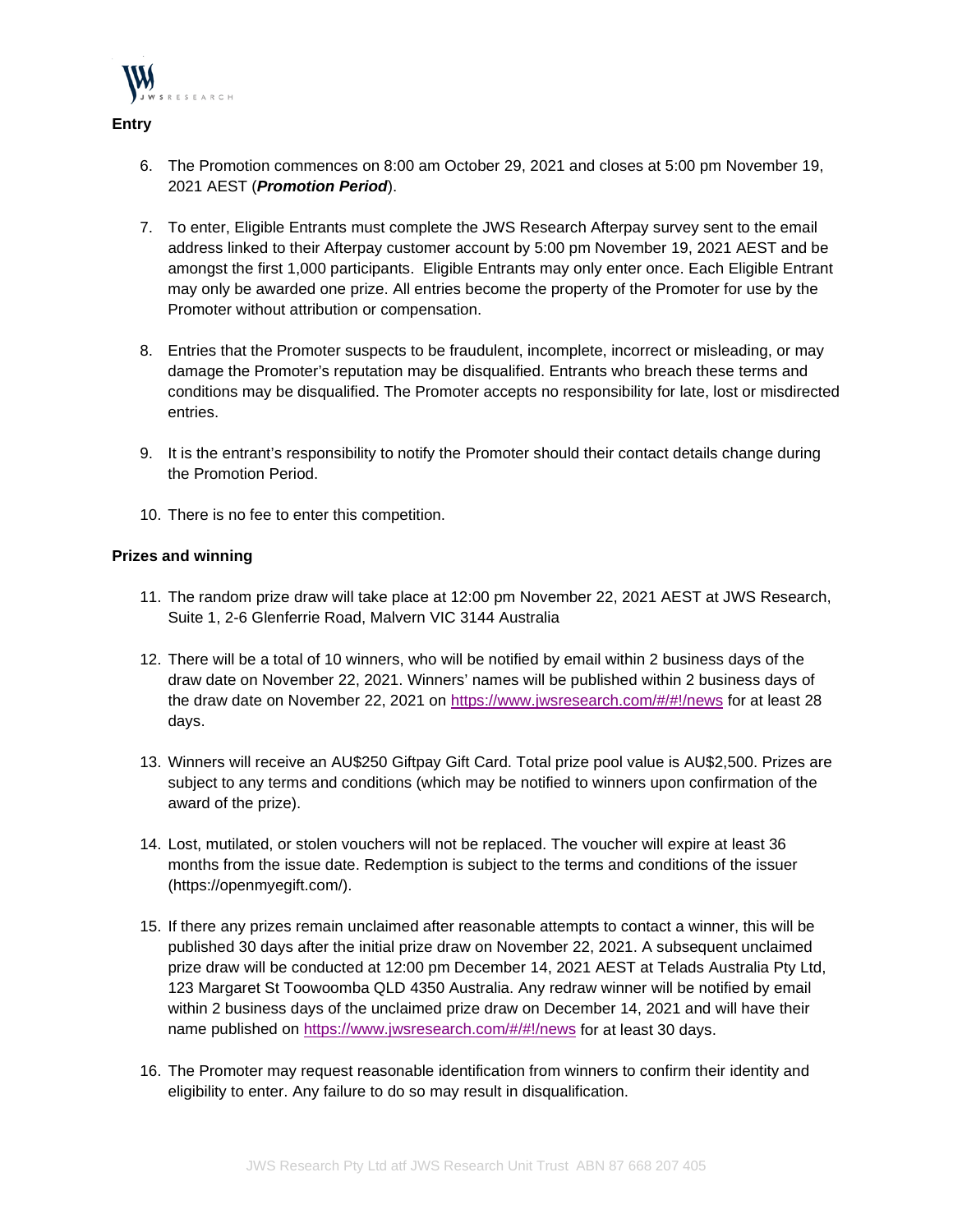**Entry**

6. The Promotion commences on 8:00 am October 29, 2021 and closes at 5:00 pm November 19, 2021 AEST (***Promotion Period***).

7. To enter, Eligible Entrants must complete the JWS Research Afterpay survey sent to the email address linked to their Afterpay customer account by 5:00 pm November 19, 2021 AEST and be amongst the first 1,000 participants. Eligible Entrants may only enter once. Each Eligible Entrant may only be awarded one prize. All entries become the property of the Promoter for use by the Promoter without attribution or compensation.

8. Entries that the Promoter suspects to be fraudulent, incomplete, incorrect or misleading, or may damage the Promoter's reputation may be disqualified. Entrants who breach these terms and conditions may be disqualified. The Promoter accepts no responsibility for late, lost or misdirected entries.

9. It is the entrant's responsibility to notify the Promoter should their contact details change during the Promotion Period.

10. There is no fee to enter this competition.

**Prizes and winning**

11. The random prize draw will take place at 12:00 pm November 22, 2021 AEST at JWS Research, Suite 1, 2-6 Glenferrie Road, Malvern VIC 3144 Australia

12. There will be a total of 10 winners, who will be notified by email within 2 business days of the draw date on November 22, 2021. Winners' names will be published within 2 business days of the draw date on November 22, 2021 on https://www.jwsresearch.com/#/#!/news for at least 28 days.

13. Winners will receive an AU$250 Giftpay Gift Card. Total prize pool value is AU$2,500. Prizes are subject to any terms and conditions (which may be notified to winners upon confirmation of the award of the prize).

14. Lost, mutilated, or stolen vouchers will not be replaced. The voucher will expire at least 36 months from the issue date. Redemption is subject to the terms and conditions of the issuer (https://openmyegift.com/).

15. If there any prizes remain unclaimed after reasonable attempts to contact a winner, this will be published 30 days after the initial prize draw on November 22, 2021. A subsequent unclaimed prize draw will be conducted at 12:00 pm December 14, 2021 AEST at Telads Australia Pty Ltd, 123 Margaret St Toowoomba QLD 4350 Australia. Any redraw winner will be notified by email within 2 business days of the unclaimed prize draw on December 14, 2021 and will have their name published on https://www.jwsresearch.com/#/#!/news for at least 30 days.

16. The Promoter may request reasonable identification from winners to confirm their identity and eligibility to enter. Any failure to do so may result in disqualification.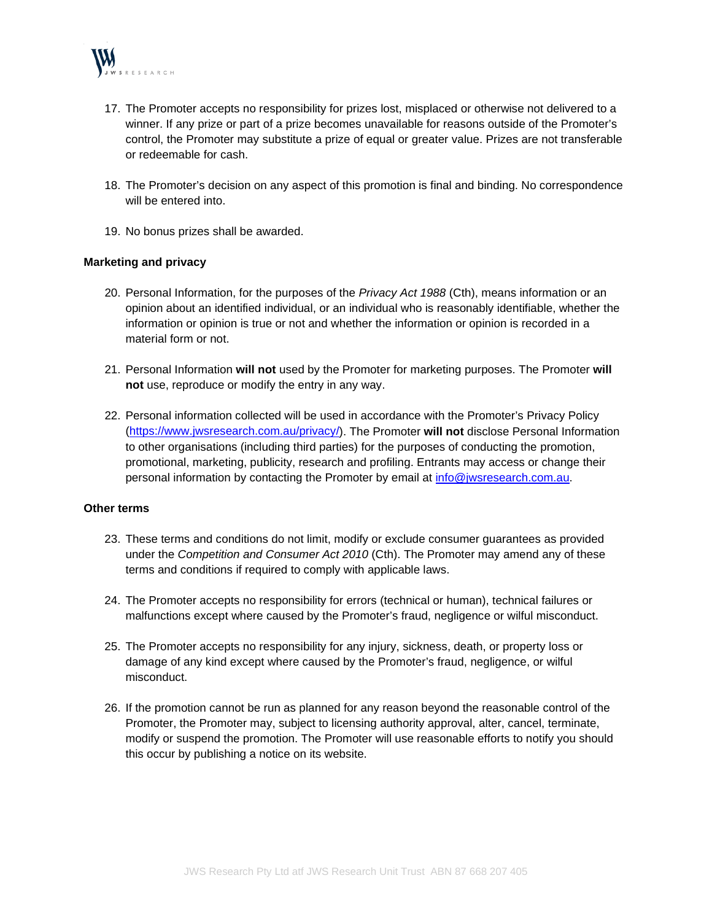17. The Promoter accepts no responsibility for prizes lost, misplaced or otherwise not delivered to a winner. If any prize or part of a prize becomes unavailable for reasons outside of the Promoter's control, the Promoter may substitute a prize of equal or greater value. Prizes are not transferable or redeemable for cash.

18. The Promoter's decision on any aspect of this promotion is final and binding. No correspondence will be entered into.

19. No bonus prizes shall be awarded.

**Marketing and privacy**

20. Personal Information, for the purposes of the *Privacy Act 1988* (Cth), means information or an opinion about an identified individual, or an individual who is reasonably identifiable, whether the information or opinion is true or not and whether the information or opinion is recorded in a material form or not.

21. Personal Information **will not** used by the Promoter for marketing purposes. The Promoter **will not** use, reproduce or modify the entry in any way.

22. Personal information collected will be used in accordance with the Promoter's Privacy Policy ([https://www.jwsresearch.com.au/privacy/](https://www.jwsresearch.com.au/privacy/)). The Promoter **will not** disclose Personal Information to other organisations (including third parties) for the purposes of conducting the promotion, promotional, marketing, publicity, research and profiling. Entrants may access or change their personal information by contacting the Promoter by email at [info@jwsresearch.com.au](mailto:info@jwsresearch.com.au).

**Other terms**

23. These terms and conditions do not limit, modify or exclude consumer guarantees as provided under the *Competition and Consumer Act 2010* (Cth). The Promoter may amend any of these terms and conditions if required to comply with applicable laws.

24. The Promoter accepts no responsibility for errors (technical or human), technical failures or malfunctions except where caused by the Promoter's fraud, negligence or wilful misconduct.

25. The Promoter accepts no responsibility for any injury, sickness, death, or property loss or damage of any kind except where caused by the Promoter's fraud, negligence, or wilful misconduct.

26. If the promotion cannot be run as planned for any reason beyond the reasonable control of the Promoter, the Promoter may, subject to licensing authority approval, alter, cancel, terminate, modify or suspend the promotion. The Promoter will use reasonable efforts to notify you should this occur by publishing a notice on its website.